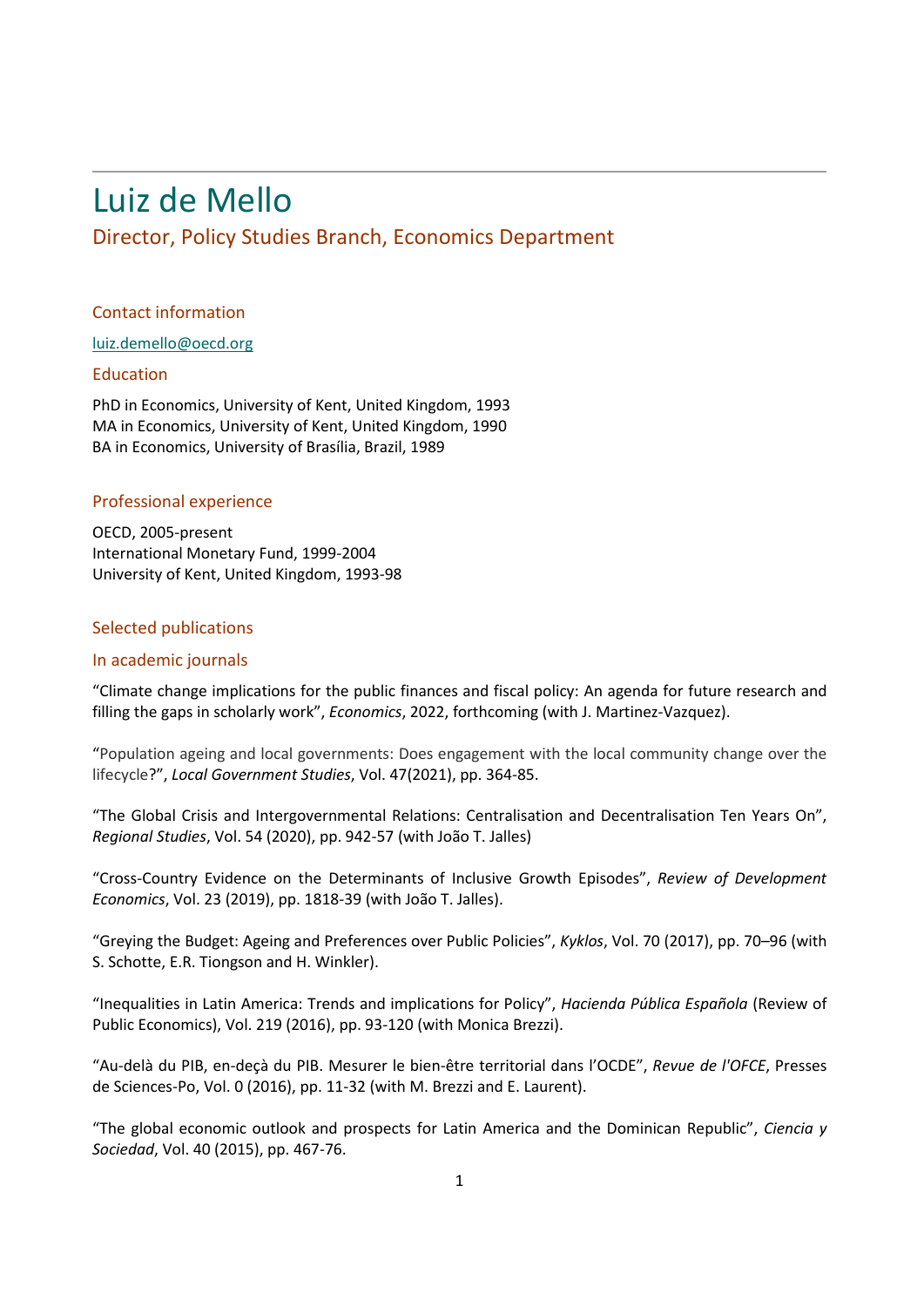# Luiz de Mello

## Director, Policy Studies Branch, Economics Department

### Contact information

luiz.demello@oecd.org

### Education

PhD in Economics, University of Kent, United Kingdom, 1993
MA in Economics, University of Kent, United Kingdom, 1990
BA in Economics, University of Brasília, Brazil, 1989

### Professional experience

OECD, 2005-present
International Monetary Fund, 1999-2004
University of Kent, United Kingdom, 1993-98

### Selected publications

### In academic journals

"Climate change implications for the public finances and fiscal policy: An agenda for future research and filling the gaps in scholarly work", *Economics*, 2022, forthcoming (with J. Martinez-Vazquez).

"Population ageing and local governments: Does engagement with the local community change over the lifecycle?", *Local Government Studies*, Vol. 47(2021), pp. 364-85.

"The Global Crisis and Intergovernmental Relations: Centralisation and Decentralisation Ten Years On", *Regional Studies*, Vol. 54 (2020), pp. 942-57 (with João T. Jalles)

"Cross-Country Evidence on the Determinants of Inclusive Growth Episodes", *Review of Development Economics*, Vol. 23 (2019), pp. 1818-39 (with João T. Jalles).

"Greying the Budget: Ageing and Preferences over Public Policies", *Kyklos*, Vol. 70 (2017), pp. 70–96 (with S. Schotte, E.R. Tiongson and H. Winkler).

"Inequalities in Latin America: Trends and implications for Policy", *Hacienda Pública Española* (Review of Public Economics), Vol. 219 (2016), pp. 93-120 (with Monica Brezzi).

"Au-delà du PIB, en-deçà du PIB. Mesurer le bien-être territorial dans l'OCDE", *Revue de l'OFCE*, Presses de Sciences-Po, Vol. 0 (2016), pp. 11-32 (with M. Brezzi and E. Laurent).

"The global economic outlook and prospects for Latin America and the Dominican Republic", *Ciencia y Sociedad*, Vol. 40 (2015), pp. 467-76.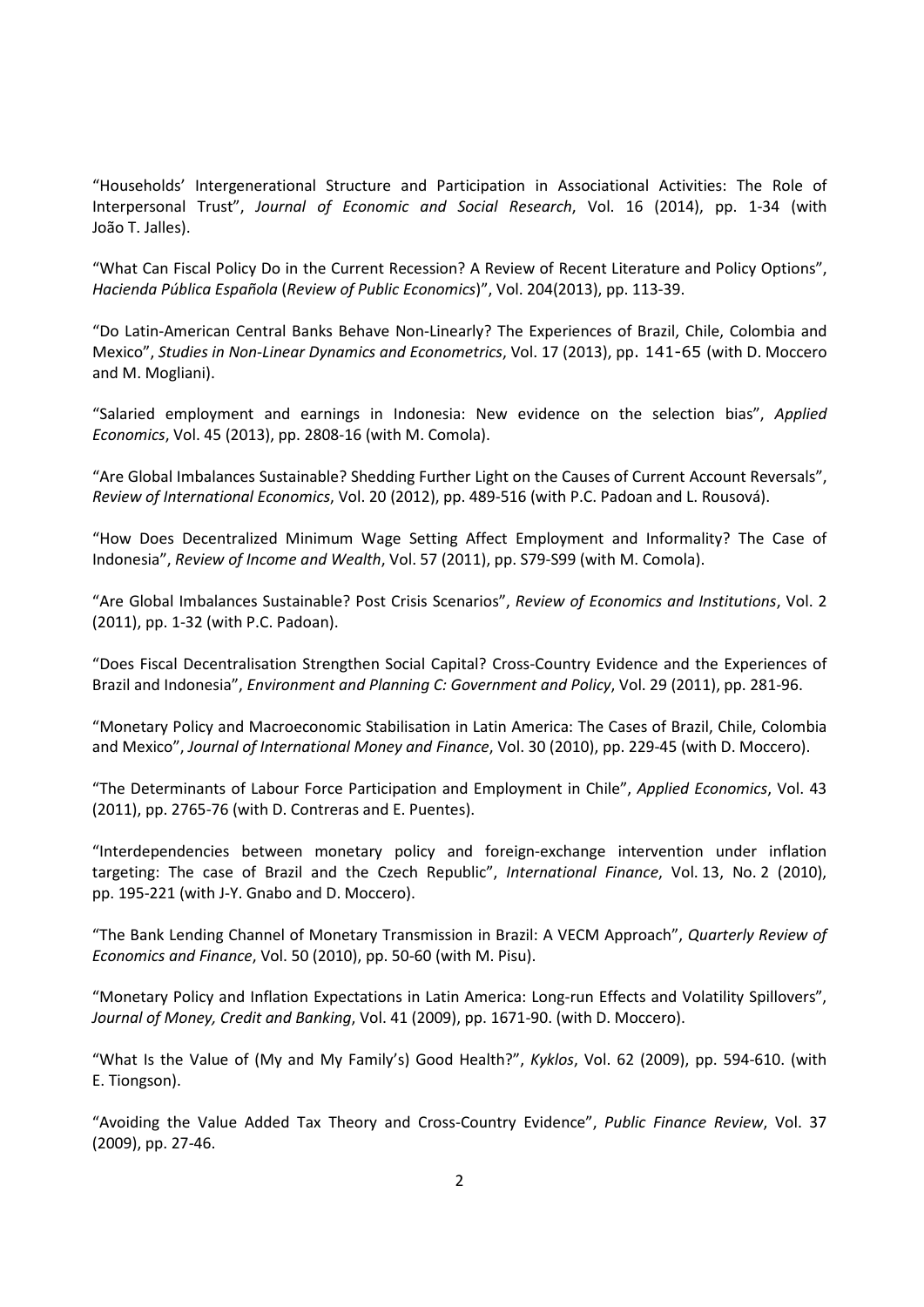"Households' Intergenerational Structure and Participation in Associational Activities: The Role of Interpersonal Trust", *Journal of Economic and Social Research*, Vol. 16 (2014), pp. 1-34 (with João T. Jalles).

"What Can Fiscal Policy Do in the Current Recession? A Review of Recent Literature and Policy Options", *Hacienda Pública Española* (*Review of Public Economics*)", Vol. 204(2013), pp. 113-39.

"Do Latin-American Central Banks Behave Non-Linearly? The Experiences of Brazil, Chile, Colombia and Mexico", *Studies in Non-Linear Dynamics and Econometrics*, Vol. 17 (2013), pp. 141-65 (with D. Moccero and M. Mogliani).

"Salaried employment and earnings in Indonesia: New evidence on the selection bias", *Applied Economics*, Vol. 45 (2013), pp. 2808-16 (with M. Comola).

"Are Global Imbalances Sustainable? Shedding Further Light on the Causes of Current Account Reversals", *Review of International Economics*, Vol. 20 (2012), pp. 489-516 (with P.C. Padoan and L. Rousová).

"How Does Decentralized Minimum Wage Setting Affect Employment and Informality? The Case of Indonesia", *Review of Income and Wealth*, Vol. 57 (2011), pp. S79-S99 (with M. Comola).

"Are Global Imbalances Sustainable? Post Crisis Scenarios", *Review of Economics and Institutions*, Vol. 2 (2011), pp. 1-32 (with P.C. Padoan).

"Does Fiscal Decentralisation Strengthen Social Capital? Cross-Country Evidence and the Experiences of Brazil and Indonesia", *Environment and Planning C: Government and Policy*, Vol. 29 (2011), pp. 281-96.

"Monetary Policy and Macroeconomic Stabilisation in Latin America: The Cases of Brazil, Chile, Colombia and Mexico", *Journal of International Money and Finance*, Vol. 30 (2010), pp. 229-45 (with D. Moccero).

"The Determinants of Labour Force Participation and Employment in Chile", *Applied Economics*, Vol. 43 (2011), pp. 2765-76 (with D. Contreras and E. Puentes).

"Interdependencies between monetary policy and foreign-exchange intervention under inflation targeting: The case of Brazil and the Czech Republic", *International Finance*, Vol. 13, No. 2 (2010), pp. 195-221 (with J-Y. Gnabo and D. Moccero).

"The Bank Lending Channel of Monetary Transmission in Brazil: A VECM Approach", *Quarterly Review of Economics and Finance*, Vol. 50 (2010), pp. 50-60 (with M. Pisu).

"Monetary Policy and Inflation Expectations in Latin America: Long-run Effects and Volatility Spillovers", *Journal of Money, Credit and Banking*, Vol. 41 (2009), pp. 1671-90. (with D. Moccero).

"What Is the Value of (My and My Family's) Good Health?", *Kyklos*, Vol. 62 (2009), pp. 594-610. (with E. Tiongson).

"Avoiding the Value Added Tax Theory and Cross-Country Evidence", *Public Finance Review*, Vol. 37 (2009), pp. 27-46.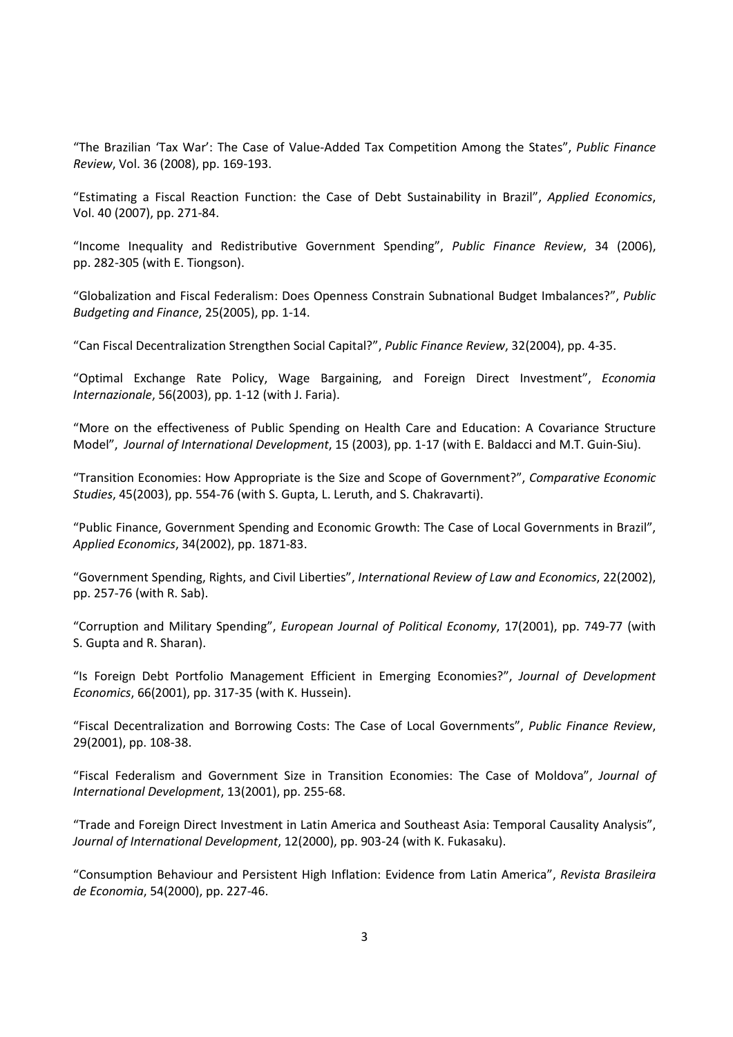“The Brazilian ‘Tax War’: The Case of Value-Added Tax Competition Among the States”, *Public Finance Review*, Vol. 36 (2008), pp. 169-193.

“Estimating a Fiscal Reaction Function: the Case of Debt Sustainability in Brazil”, *Applied Economics*, Vol. 40 (2007), pp. 271-84.

“Income Inequality and Redistributive Government Spending”, *Public Finance Review*, 34 (2006), pp. 282-305 (with E. Tiongson).

“Globalization and Fiscal Federalism: Does Openness Constrain Subnational Budget Imbalances?”, *Public Budgeting and Finance*, 25(2005), pp. 1-14.

“Can Fiscal Decentralization Strengthen Social Capital?”, *Public Finance Review*, 32(2004), pp. 4-35.

“Optimal Exchange Rate Policy, Wage Bargaining, and Foreign Direct Investment”, *Economia Internazionale*, 56(2003), pp. 1-12 (with J. Faria).

“More on the effectiveness of Public Spending on Health Care and Education: A Covariance Structure Model”, *Journal of International Development*, 15 (2003), pp. 1-17 (with E. Baldacci and M.T. Guin-Siu).

“Transition Economies: How Appropriate is the Size and Scope of Government?”, *Comparative Economic Studies*, 45(2003), pp. 554-76 (with S. Gupta, L. Leruth, and S. Chakravarti).

“Public Finance, Government Spending and Economic Growth: The Case of Local Governments in Brazil”, *Applied Economics*, 34(2002), pp. 1871-83.

“Government Spending, Rights, and Civil Liberties”, *International Review of Law and Economics*, 22(2002), pp. 257-76 (with R. Sab).

“Corruption and Military Spending”, *European Journal of Political Economy*, 17(2001), pp. 749-77 (with S. Gupta and R. Sharan).

“Is Foreign Debt Portfolio Management Efficient in Emerging Economies?”, *Journal of Development Economics*, 66(2001), pp. 317-35 (with K. Hussein).

“Fiscal Decentralization and Borrowing Costs: The Case of Local Governments”, *Public Finance Review*, 29(2001), pp. 108-38.

“Fiscal Federalism and Government Size in Transition Economies: The Case of Moldova”, *Journal of International Development*, 13(2001), pp. 255-68.

“Trade and Foreign Direct Investment in Latin America and Southeast Asia: Temporal Causality Analysis”, *Journal of International Development*, 12(2000), pp. 903-24 (with K. Fukasaku).

“Consumption Behaviour and Persistent High Inflation: Evidence from Latin America”, *Revista Brasileira de Economia*, 54(2000), pp. 227-46.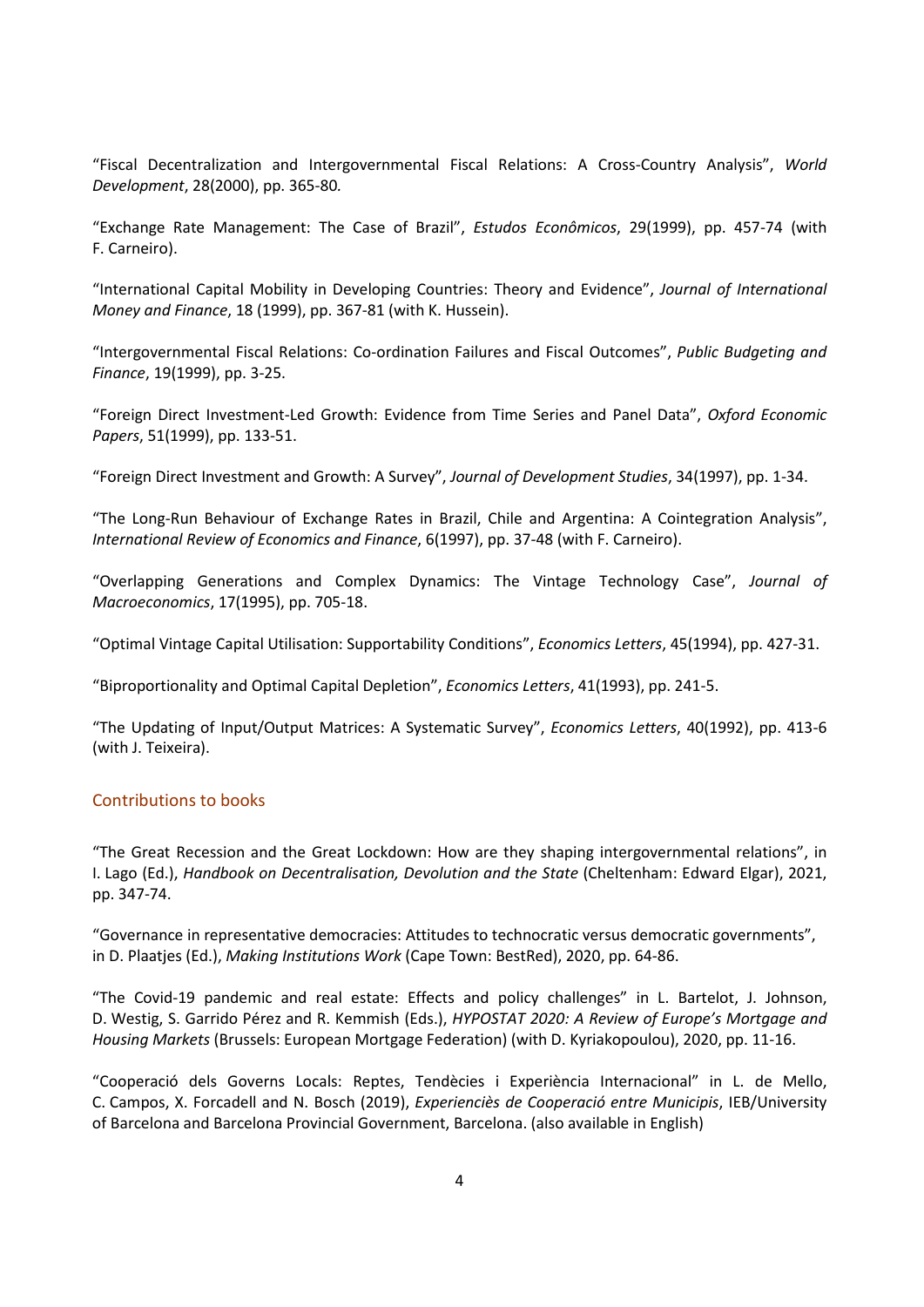"Fiscal Decentralization and Intergovernmental Fiscal Relations: A Cross-Country Analysis", *World Development*, 28(2000), pp. 365-80.

"Exchange Rate Management: The Case of Brazil", *Estudos Econômicos*, 29(1999), pp. 457-74 (with F. Carneiro).

"International Capital Mobility in Developing Countries: Theory and Evidence", *Journal of International Money and Finance*, 18 (1999), pp. 367-81 (with K. Hussein).

"Intergovernmental Fiscal Relations: Co-ordination Failures and Fiscal Outcomes", *Public Budgeting and Finance*, 19(1999), pp. 3-25.

"Foreign Direct Investment-Led Growth: Evidence from Time Series and Panel Data", *Oxford Economic Papers*, 51(1999), pp. 133-51.

"Foreign Direct Investment and Growth: A Survey", *Journal of Development Studies*, 34(1997), pp. 1-34.

"The Long-Run Behaviour of Exchange Rates in Brazil, Chile and Argentina: A Cointegration Analysis", *International Review of Economics and Finance*, 6(1997), pp. 37-48 (with F. Carneiro).

"Overlapping Generations and Complex Dynamics: The Vintage Technology Case", *Journal of Macroeconomics*, 17(1995), pp. 705-18.

"Optimal Vintage Capital Utilisation: Supportability Conditions", *Economics Letters*, 45(1994), pp. 427-31.

"Biproportionality and Optimal Capital Depletion", *Economics Letters*, 41(1993), pp. 241-5.

"The Updating of Input/Output Matrices: A Systematic Survey", *Economics Letters*, 40(1992), pp. 413-6 (with J. Teixeira).

## Contributions to books

"The Great Recession and the Great Lockdown: How are they shaping intergovernmental relations", in I. Lago (Ed.), *Handbook on Decentralisation, Devolution and the State* (Cheltenham: Edward Elgar), 2021, pp. 347-74.

"Governance in representative democracies: Attitudes to technocratic versus democratic governments", in D. Plaatjes (Ed.), *Making Institutions Work* (Cape Town: BestRed), 2020, pp. 64-86.

"The Covid-19 pandemic and real estate: Effects and policy challenges" in L. Bartelot, J. Johnson, D. Westig, S. Garrido Pérez and R. Kemmish (Eds.), *HYPOSTAT 2020: A Review of Europe's Mortgage and Housing Markets* (Brussels: European Mortgage Federation) (with D. Kyriakopoulou), 2020, pp. 11-16.

"Cooperació dels Governs Locals: Reptes, Tendècies i Experiència Internacional" in L. de Mello, C. Campos, X. Forcadell and N. Bosch (2019), *Experienciès de Cooperació entre Municipis*, IEB/University of Barcelona and Barcelona Provincial Government, Barcelona. (also available in English)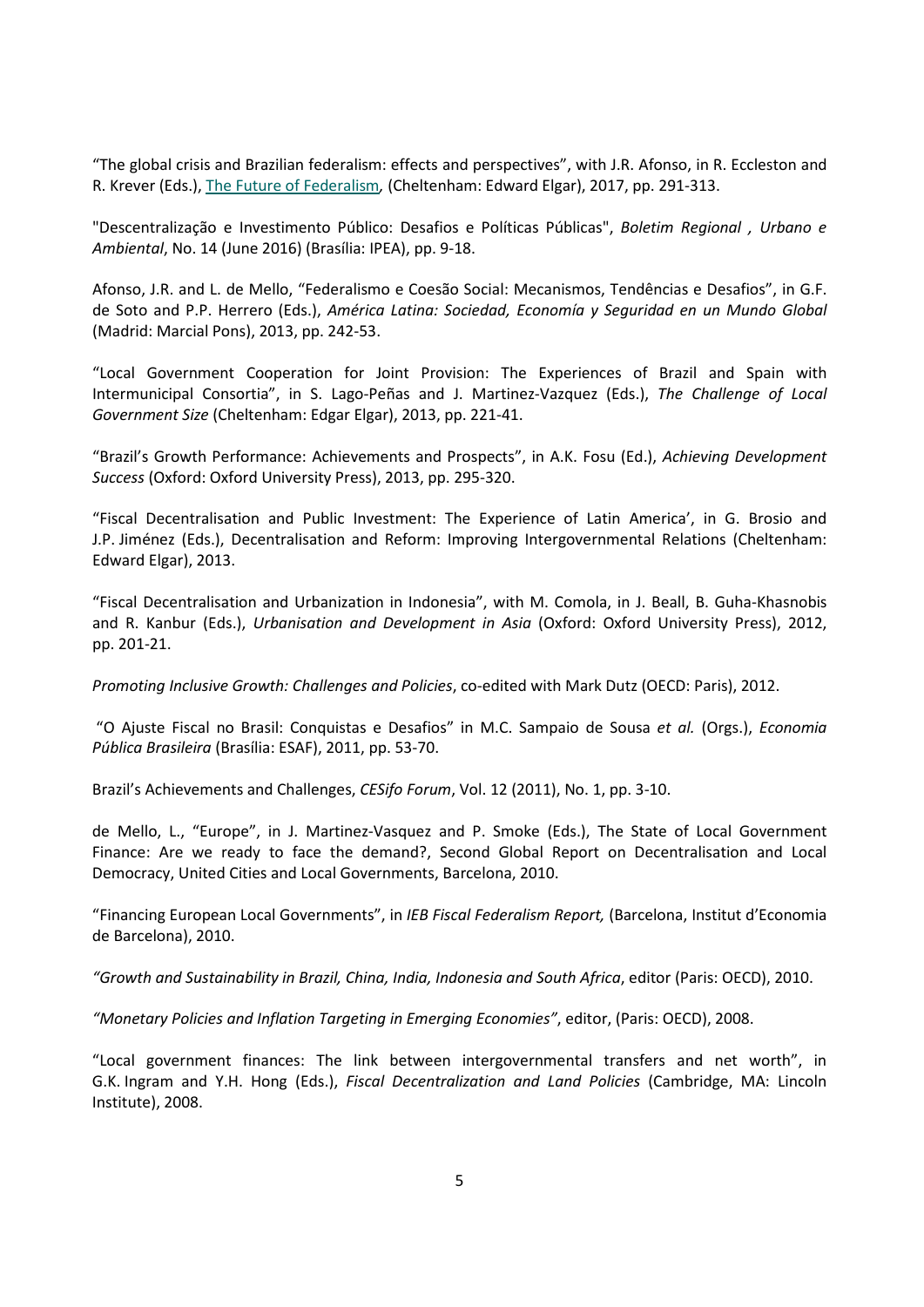“The global crisis and Brazilian federalism: effects and perspectives”, with J.R. Afonso, in R. Eccleston and R. Krever (Eds.), The Future of Federalism, (Cheltenham: Edward Elgar), 2017, pp. 291-313.

"Descentralização e Investimento Público: Desafios e Políticas Públicas", *Boletim Regional , Urbano e Ambiental*, No. 14 (June 2016) (Brasília: IPEA), pp. 9-18.

Afonso, J.R. and L. de Mello, “Federalismo e Coesão Social: Mecanismos, Tendências e Desafios”, in G.F. de Soto and P.P. Herrero (Eds.), *América Latina: Sociedad, Economía y Seguridad en un Mundo Global* (Madrid: Marcial Pons), 2013, pp. 242-53.

“Local Government Cooperation for Joint Provision: The Experiences of Brazil and Spain with Intermunicipal Consortia”, in S. Lago-Peñas and J. Martinez-Vazquez (Eds.), *The Challenge of Local Government Size* (Cheltenham: Edgar Elgar), 2013, pp. 221-41.

“Brazil’s Growth Performance: Achievements and Prospects”, in A.K. Fosu (Ed.), *Achieving Development Success* (Oxford: Oxford University Press), 2013, pp. 295-320.

“Fiscal Decentralisation and Public Investment: The Experience of Latin America’, in G. Brosio and J.P. Jiménez (Eds.), Decentralisation and Reform: Improving Intergovernmental Relations (Cheltenham: Edward Elgar), 2013.

“Fiscal Decentralisation and Urbanization in Indonesia”, with M. Comola, in J. Beall, B. Guha-Khasnobis and R. Kanbur (Eds.), *Urbanisation and Development in Asia* (Oxford: Oxford University Press), 2012, pp. 201-21.

*Promoting Inclusive Growth: Challenges and Policies*, co-edited with Mark Dutz (OECD: Paris), 2012.

“O Ajuste Fiscal no Brasil: Conquistas e Desafios” in M.C. Sampaio de Sousa *et al.* (Orgs.), *Economia Pública Brasileira* (Brasília: ESAF), 2011, pp. 53-70.

Brazil’s Achievements and Challenges, *CESifo Forum*, Vol. 12 (2011), No. 1, pp. 3-10.

de Mello, L., “Europe”, in J. Martinez-Vasquez and P. Smoke (Eds.), The State of Local Government Finance: Are we ready to face the demand?, Second Global Report on Decentralisation and Local Democracy, United Cities and Local Governments, Barcelona, 2010.

“Financing European Local Governments”, in *IEB Fiscal Federalism Report,* (Barcelona, Institut d’Economia de Barcelona), 2010.

*“Growth and Sustainability in Brazil, China, India, Indonesia and South Africa*, editor (Paris: OECD), 2010.

*“Monetary Policies and Inflation Targeting in Emerging Economies”*, editor, (Paris: OECD), 2008.

“Local government finances: The link between intergovernmental transfers and net worth”, in G.K. Ingram and Y.H. Hong (Eds.), *Fiscal Decentralization and Land Policies* (Cambridge, MA: Lincoln Institute), 2008.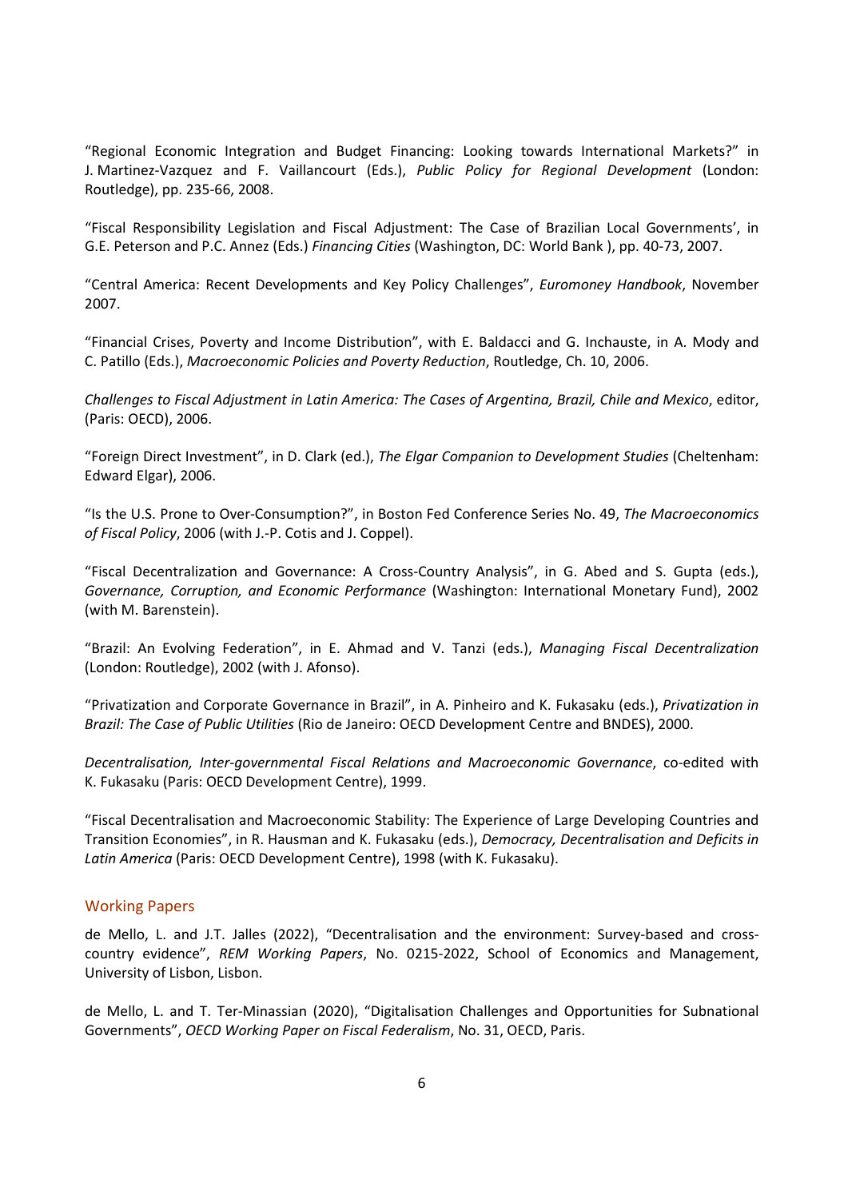"Regional Economic Integration and Budget Financing: Looking towards International Markets?" in J. Martinez-Vazquez and F. Vaillancourt (Eds.), *Public Policy for Regional Development* (London: Routledge), pp. 235-66, 2008.

"Fiscal Responsibility Legislation and Fiscal Adjustment: The Case of Brazilian Local Governments', in G.E. Peterson and P.C. Annez (Eds.) *Financing Cities* (Washington, DC: World Bank ), pp. 40-73, 2007.

"Central America: Recent Developments and Key Policy Challenges", *Euromoney Handbook*, November 2007.

"Financial Crises, Poverty and Income Distribution", with E. Baldacci and G. Inchauste, in A. Mody and C. Patillo (Eds.), *Macroeconomic Policies and Poverty Reduction*, Routledge, Ch. 10, 2006.

*Challenges to Fiscal Adjustment in Latin America: The Cases of Argentina, Brazil, Chile and Mexico*, editor, (Paris: OECD), 2006.

"Foreign Direct Investment", in D. Clark (ed.), *The Elgar Companion to Development Studies* (Cheltenham: Edward Elgar), 2006.

"Is the U.S. Prone to Over-Consumption?", in Boston Fed Conference Series No. 49, *The Macroeconomics of Fiscal Policy*, 2006 (with J.-P. Cotis and J. Coppel).

"Fiscal Decentralization and Governance: A Cross-Country Analysis", in G. Abed and S. Gupta (eds.), *Governance, Corruption, and Economic Performance* (Washington: International Monetary Fund), 2002 (with M. Barenstein).

"Brazil: An Evolving Federation", in E. Ahmad and V. Tanzi (eds.), *Managing Fiscal Decentralization* (London: Routledge), 2002 (with J. Afonso).

"Privatization and Corporate Governance in Brazil", in A. Pinheiro and K. Fukasaku (eds.), *Privatization in Brazil: The Case of Public Utilities* (Rio de Janeiro: OECD Development Centre and BNDES), 2000.

*Decentralisation, Inter-governmental Fiscal Relations and Macroeconomic Governance*, co-edited with K. Fukasaku (Paris: OECD Development Centre), 1999.

"Fiscal Decentralisation and Macroeconomic Stability: The Experience of Large Developing Countries and Transition Economies", in R. Hausman and K. Fukasaku (eds.), *Democracy, Decentralisation and Deficits in Latin America* (Paris: OECD Development Centre), 1998 (with K. Fukasaku).

## Working Papers

de Mello, L. and J.T. Jalles (2022), "Decentralisation and the environment: Survey-based and cross-country evidence", *REM Working Papers*, No. 0215-2022, School of Economics and Management, University of Lisbon, Lisbon.

de Mello, L. and T. Ter-Minassian (2020), "Digitalisation Challenges and Opportunities for Subnational Governments", *OECD Working Paper on Fiscal Federalism*, No. 31, OECD, Paris.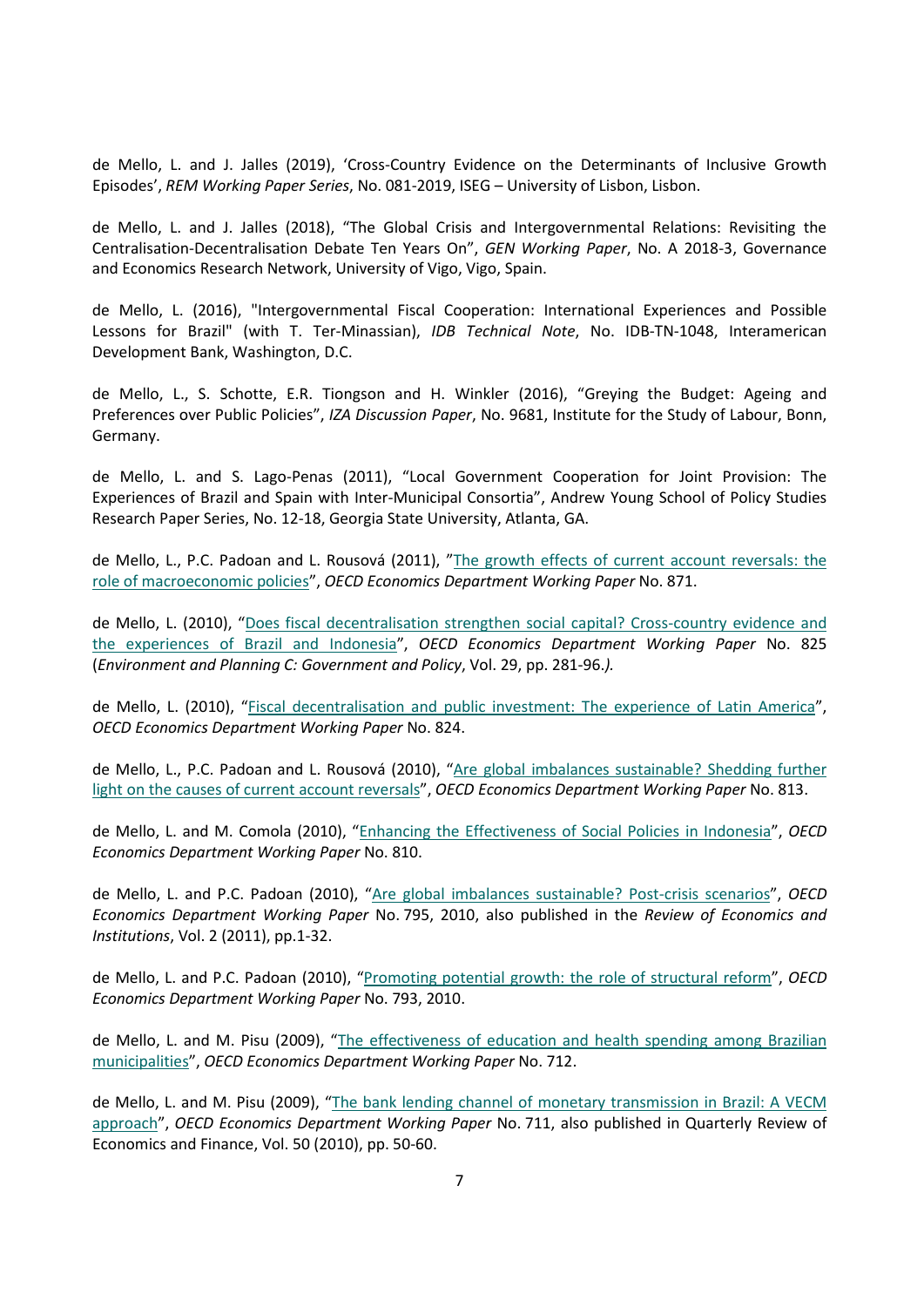de Mello, L. and J. Jalles (2019), 'Cross-Country Evidence on the Determinants of Inclusive Growth Episodes', *REM Working Paper Series*, No. 081-2019, ISEG – University of Lisbon, Lisbon.

de Mello, L. and J. Jalles (2018), "The Global Crisis and Intergovernmental Relations: Revisiting the Centralisation-Decentralisation Debate Ten Years On", *GEN Working Paper*, No. A 2018-3, Governance and Economics Research Network, University of Vigo, Vigo, Spain.

de Mello, L. (2016), "Intergovernmental Fiscal Cooperation: International Experiences and Possible Lessons for Brazil" (with T. Ter-Minassian), *IDB Technical Note*, No. IDB-TN-1048, Interamerican Development Bank, Washington, D.C.

de Mello, L., S. Schotte, E.R. Tiongson and H. Winkler (2016), "Greying the Budget: Ageing and Preferences over Public Policies", *IZA Discussion Paper*, No. 9681, Institute for the Study of Labour, Bonn, Germany.

de Mello, L. and S. Lago-Penas (2011), "Local Government Cooperation for Joint Provision: The Experiences of Brazil and Spain with Inter-Municipal Consortia", Andrew Young School of Policy Studies Research Paper Series, No. 12-18, Georgia State University, Atlanta, GA.

de Mello, L., P.C. Padoan and L. Rousová (2011), "The growth effects of current account reversals: the role of macroeconomic policies", *OECD Economics Department Working Paper* No. 871.

de Mello, L. (2010), "Does fiscal decentralisation strengthen social capital? Cross-country evidence and the experiences of Brazil and Indonesia", *OECD Economics Department Working Paper* No. 825 (*Environment and Planning C: Government and Policy*, Vol. 29, pp. 281-96.*).*

de Mello, L. (2010), "Fiscal decentralisation and public investment: The experience of Latin America", *OECD Economics Department Working Paper* No. 824.

de Mello, L., P.C. Padoan and L. Rousová (2010), "Are global imbalances sustainable? Shedding further light on the causes of current account reversals", *OECD Economics Department Working Paper* No. 813.

de Mello, L. and M. Comola (2010), "Enhancing the Effectiveness of Social Policies in Indonesia", *OECD Economics Department Working Paper* No. 810.

de Mello, L. and P.C. Padoan (2010), "Are global imbalances sustainable? Post-crisis scenarios", *OECD Economics Department Working Paper* No. 795, 2010, also published in the *Review of Economics and Institutions*, Vol. 2 (2011), pp.1-32.

de Mello, L. and P.C. Padoan (2010), "Promoting potential growth: the role of structural reform", *OECD Economics Department Working Paper* No. 793, 2010.

de Mello, L. and M. Pisu (2009), "The effectiveness of education and health spending among Brazilian municipalities", *OECD Economics Department Working Paper* No. 712.

de Mello, L. and M. Pisu (2009), "The bank lending channel of monetary transmission in Brazil: A VECM approach", *OECD Economics Department Working Paper* No. 711, also published in Quarterly Review of Economics and Finance, Vol. 50 (2010), pp. 50-60.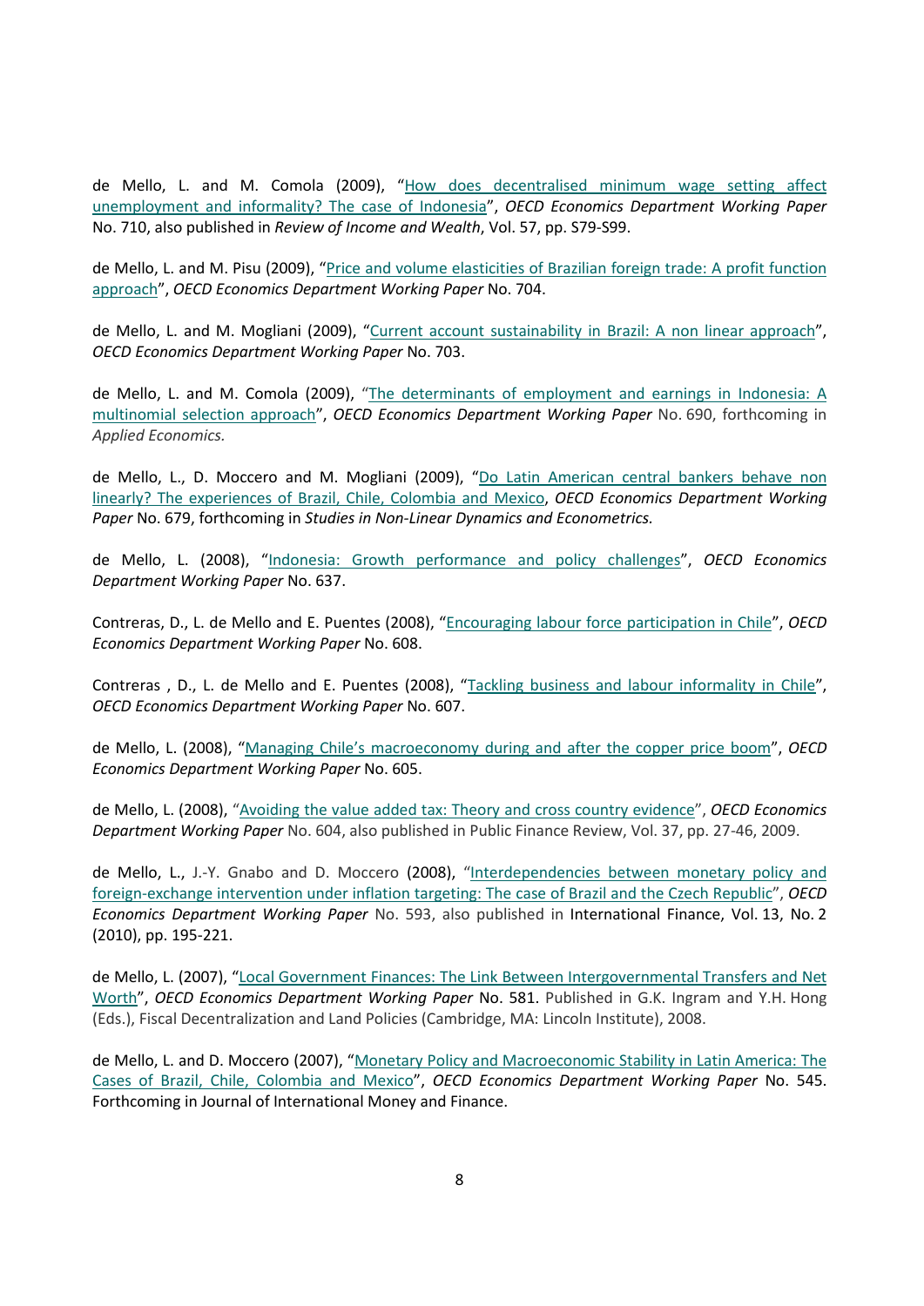de Mello, L. and M. Comola (2009), "How does decentralised minimum wage setting affect unemployment and informality? The case of Indonesia", *OECD Economics Department Working Paper* No. 710, also published in *Review of Income and Wealth*, Vol. 57, pp. S79-S99.

de Mello, L. and M. Pisu (2009), "Price and volume elasticities of Brazilian foreign trade: A profit function approach", *OECD Economics Department Working Paper* No. 704.

de Mello, L. and M. Mogliani (2009), "Current account sustainability in Brazil: A non linear approach", *OECD Economics Department Working Paper* No. 703.

de Mello, L. and M. Comola (2009), "The determinants of employment and earnings in Indonesia: A multinomial selection approach", *OECD Economics Department Working Paper* No. 690, forthcoming in *Applied Economics.*

de Mello, L., D. Moccero and M. Mogliani (2009), "Do Latin American central bankers behave non linearly? The experiences of Brazil, Chile, Colombia and Mexico, *OECD Economics Department Working Paper* No. 679, forthcoming in *Studies in Non-Linear Dynamics and Econometrics.*

de Mello, L. (2008), "Indonesia: Growth performance and policy challenges", *OECD Economics Department Working Paper* No. 637.

Contreras, D., L. de Mello and E. Puentes (2008), "Encouraging labour force participation in Chile", *OECD Economics Department Working Paper* No. 608.

Contreras , D., L. de Mello and E. Puentes (2008), "Tackling business and labour informality in Chile", *OECD Economics Department Working Paper* No. 607.

de Mello, L. (2008), "Managing Chile's macroeconomy during and after the copper price boom", *OECD Economics Department Working Paper* No. 605.

de Mello, L. (2008), "Avoiding the value added tax: Theory and cross country evidence", *OECD Economics Department Working Paper* No. 604, also published in Public Finance Review, Vol. 37, pp. 27-46, 2009.

de Mello, L., J.-Y. Gnabo and D. Moccero (2008), "Interdependencies between monetary policy and foreign-exchange intervention under inflation targeting: The case of Brazil and the Czech Republic", *OECD Economics Department Working Paper* No. 593, also published in International Finance, Vol. 13, No. 2 (2010), pp. 195-221.

de Mello, L. (2007), "Local Government Finances: The Link Between Intergovernmental Transfers and Net Worth", *OECD Economics Department Working Paper* No. 581. Published in G.K. Ingram and Y.H. Hong (Eds.), Fiscal Decentralization and Land Policies (Cambridge, MA: Lincoln Institute), 2008.

de Mello, L. and D. Moccero (2007), "Monetary Policy and Macroeconomic Stability in Latin America: The Cases of Brazil, Chile, Colombia and Mexico", *OECD Economics Department Working Paper* No. 545. Forthcoming in Journal of International Money and Finance.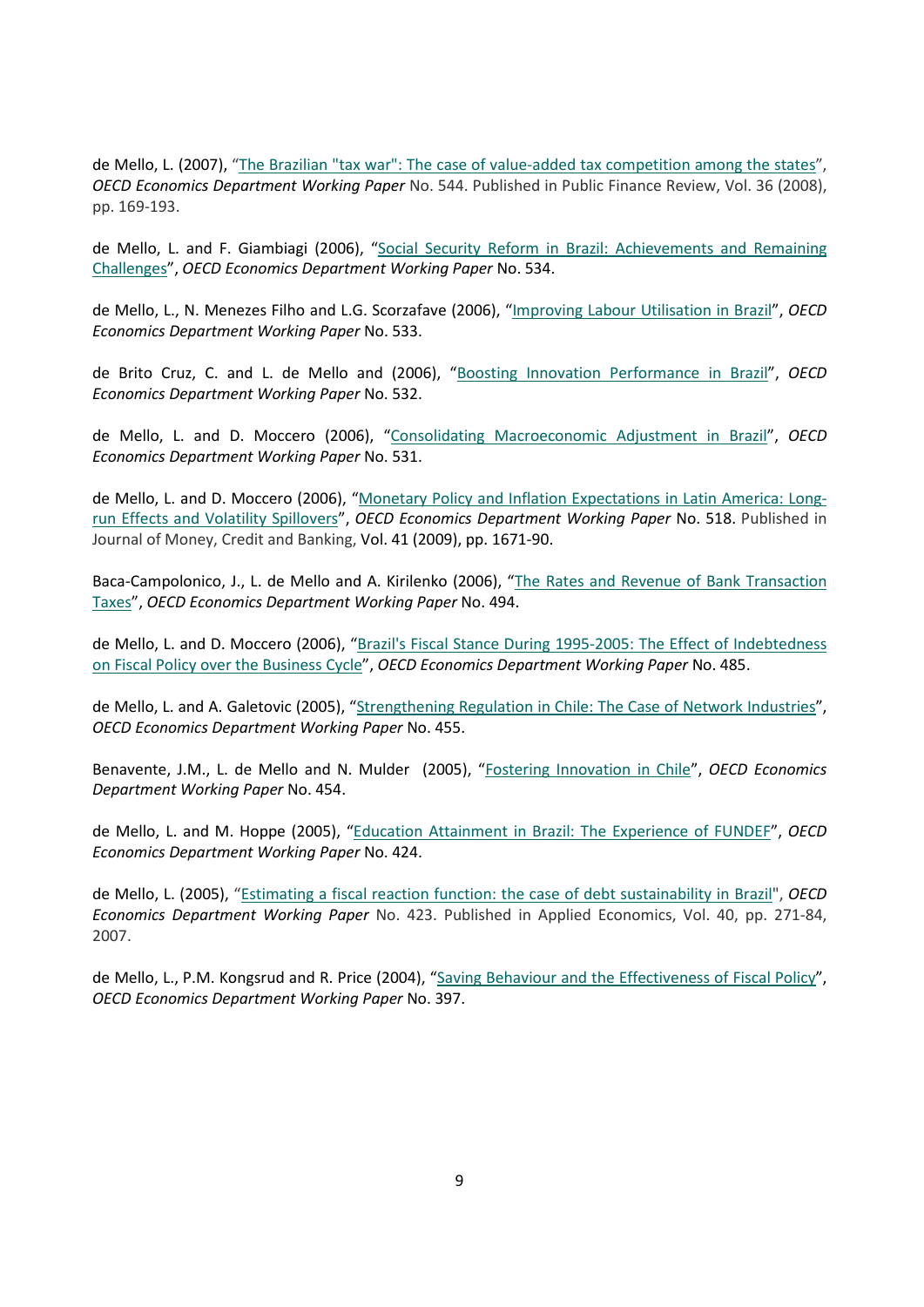de Mello, L. (2007), "The Brazilian "tax war": The case of value-added tax competition among the states", *OECD Economics Department Working Paper* No. 544. Published in Public Finance Review, Vol. 36 (2008), pp. 169-193.

de Mello, L. and F. Giambiagi (2006), "Social Security Reform in Brazil: Achievements and Remaining Challenges", *OECD Economics Department Working Paper* No. 534.

de Mello, L., N. Menezes Filho and L.G. Scorzafave (2006), "Improving Labour Utilisation in Brazil", *OECD Economics Department Working Paper* No. 533.

de Brito Cruz, C. and L. de Mello and (2006), "Boosting Innovation Performance in Brazil", *OECD Economics Department Working Paper* No. 532.

de Mello, L. and D. Moccero (2006), "Consolidating Macroeconomic Adjustment in Brazil", *OECD Economics Department Working Paper* No. 531.

de Mello, L. and D. Moccero (2006), "Monetary Policy and Inflation Expectations in Latin America: Long-run Effects and Volatility Spillovers", *OECD Economics Department Working Paper* No. 518. Published in Journal of Money, Credit and Banking, Vol. 41 (2009), pp. 1671-90.

Baca-Campolonico, J., L. de Mello and A. Kirilenko (2006), "The Rates and Revenue of Bank Transaction Taxes", *OECD Economics Department Working Paper* No. 494.

de Mello, L. and D. Moccero (2006), "Brazil's Fiscal Stance During 1995-2005: The Effect of Indebtedness on Fiscal Policy over the Business Cycle", *OECD Economics Department Working Paper* No. 485.

de Mello, L. and A. Galetovic (2005), "Strengthening Regulation in Chile: The Case of Network Industries", *OECD Economics Department Working Paper* No. 455.

Benavente, J.M., L. de Mello and N. Mulder (2005), "Fostering Innovation in Chile", *OECD Economics Department Working Paper* No. 454.

de Mello, L. and M. Hoppe (2005), "Education Attainment in Brazil: The Experience of FUNDEF", *OECD Economics Department Working Paper* No. 424.

de Mello, L. (2005), "Estimating a fiscal reaction function: the case of debt sustainability in Brazil", *OECD Economics Department Working Paper* No. 423. Published in Applied Economics, Vol. 40, pp. 271-84, 2007.

de Mello, L., P.M. Kongsrud and R. Price (2004), "Saving Behaviour and the Effectiveness of Fiscal Policy", *OECD Economics Department Working Paper* No. 397.